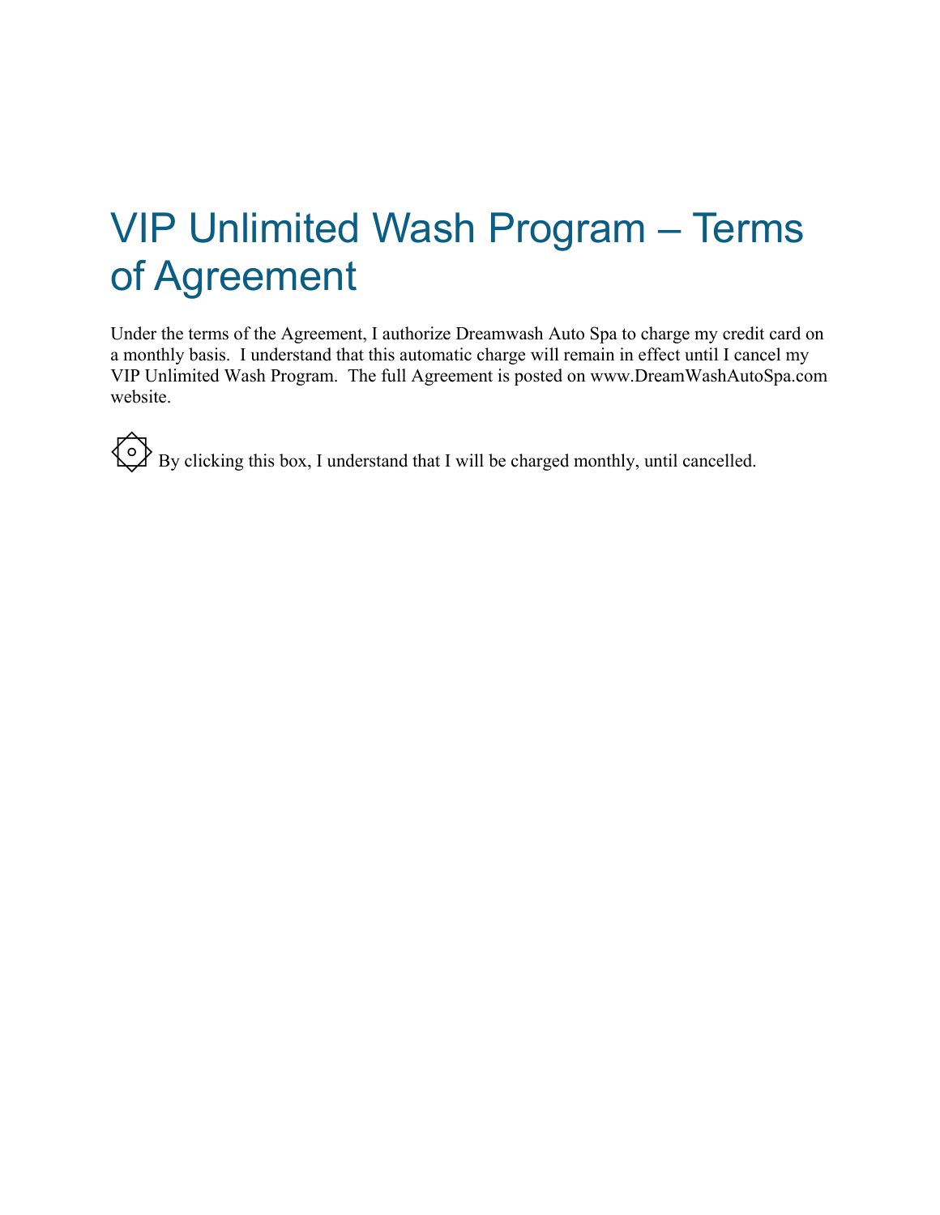# VIP Unlimited Wash Program – Terms of Agreement

Under the terms of the Agreement, I authorize Dreamwash Auto Spa to charge my credit card on a monthly basis. I understand that this automatic charge will remain in effect until I cancel my VIP Unlimited Wash Program. The full Agreement is posted on www.DreamWashAutoSpa.com website.

☐ By clicking this box, I understand that I will be charged monthly, until cancelled.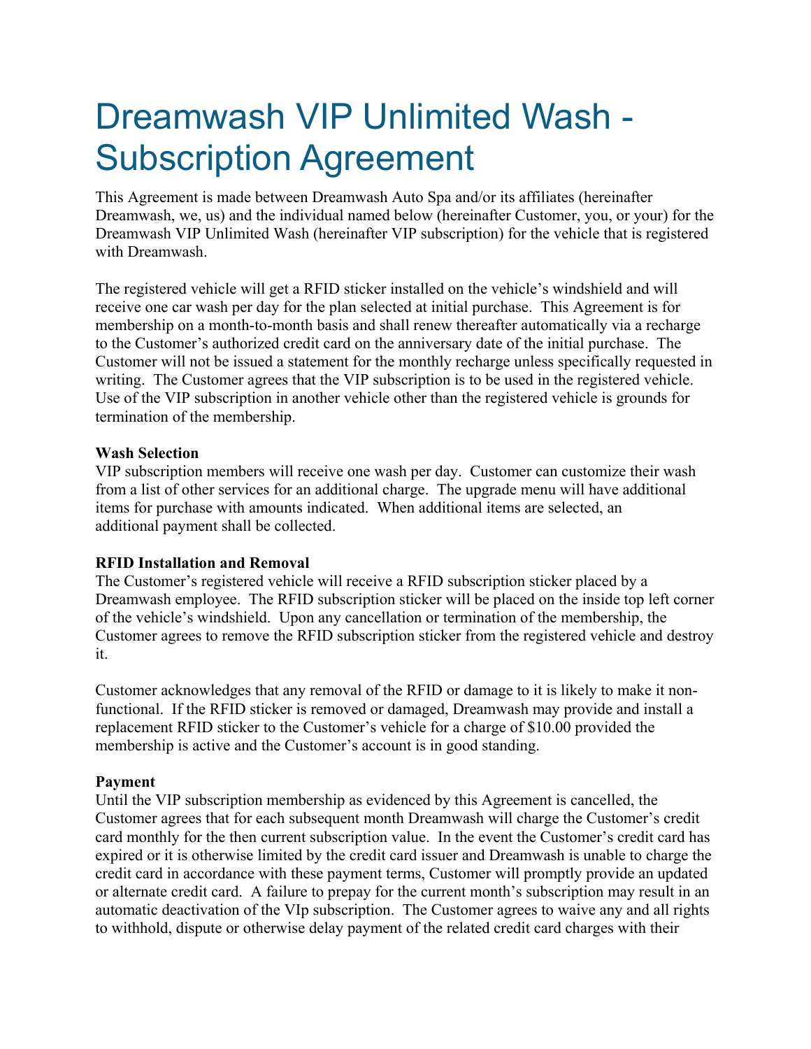# Dreamwash VIP Unlimited Wash - Subscription Agreement

This Agreement is made between Dreamwash Auto Spa and/or its affiliates (hereinafter Dreamwash, we, us) and the individual named below (hereinafter Customer, you, or your) for the Dreamwash VIP Unlimited Wash (hereinafter VIP subscription) for the vehicle that is registered with Dreamwash.

The registered vehicle will get a RFID sticker installed on the vehicle's windshield and will receive one car wash per day for the plan selected at initial purchase. This Agreement is for membership on a month-to-month basis and shall renew thereafter automatically via a recharge to the Customer's authorized credit card on the anniversary date of the initial purchase. The Customer will not be issued a statement for the monthly recharge unless specifically requested in writing. The Customer agrees that the VIP subscription is to be used in the registered vehicle. Use of the VIP subscription in another vehicle other than the registered vehicle is grounds for termination of the membership.

**Wash Selection**
VIP subscription members will receive one wash per day. Customer can customize their wash from a list of other services for an additional charge. The upgrade menu will have additional items for purchase with amounts indicated. When additional items are selected, an additional payment shall be collected.

**RFID Installation and Removal**
The Customer's registered vehicle will receive a RFID subscription sticker placed by a Dreamwash employee. The RFID subscription sticker will be placed on the inside top left corner of the vehicle's windshield. Upon any cancellation or termination of the membership, the Customer agrees to remove the RFID subscription sticker from the registered vehicle and destroy it.

Customer acknowledges that any removal of the RFID or damage to it is likely to make it non-functional. If the RFID sticker is removed or damaged, Dreamwash may provide and install a replacement RFID sticker to the Customer's vehicle for a charge of $10.00 provided the membership is active and the Customer's account is in good standing.

**Payment**
Until the VIP subscription membership as evidenced by this Agreement is cancelled, the Customer agrees that for each subsequent month Dreamwash will charge the Customer's credit card monthly for the then current subscription value. In the event the Customer's credit card has expired or it is otherwise limited by the credit card issuer and Dreamwash is unable to charge the credit card in accordance with these payment terms, Customer will promptly provide an updated or alternate credit card. A failure to prepay for the current month's subscription may result in an automatic deactivation of the VIp subscription. The Customer agrees to waive any and all rights to withhold, dispute or otherwise delay payment of the related credit card charges with their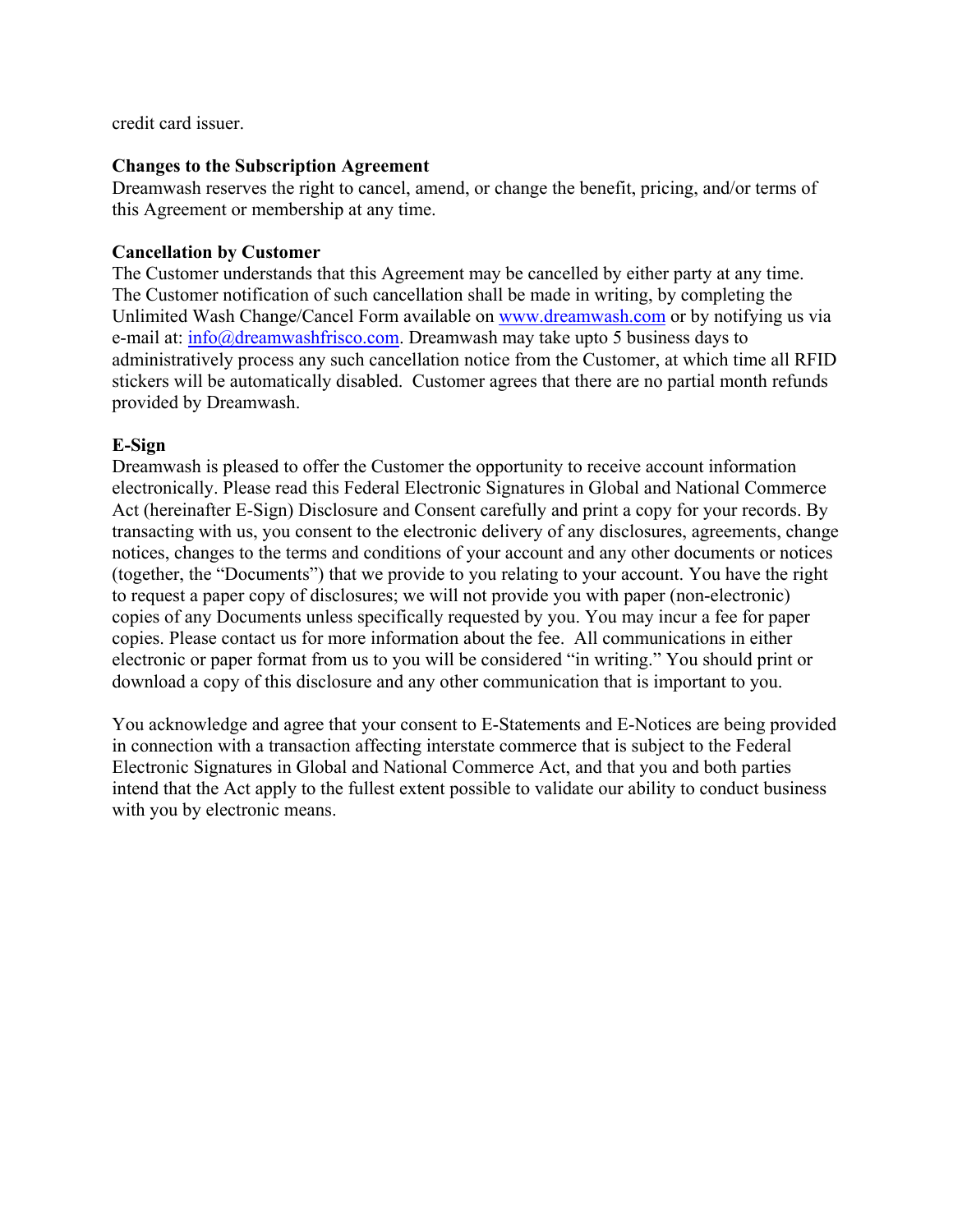credit card issuer.

**Changes to the Subscription Agreement**

Dreamwash reserves the right to cancel, amend, or change the benefit, pricing, and/or terms of this Agreement or membership at any time.

**Cancellation by Customer**

The Customer understands that this Agreement may be cancelled by either party at any time. The Customer notification of such cancellation shall be made in writing, by completing the Unlimited Wash Change/Cancel Form available on [www.dreamwash.com](http://www.dreamwash.com) or by notifying us via e-mail at: [info@dreamwashfrisco.com](mailto:info@dreamwashfrisco.com). Dreamwash may take upto 5 business days to administratively process any such cancellation notice from the Customer, at which time all RFID stickers will be automatically disabled. Customer agrees that there are no partial month refunds provided by Dreamwash.

**E-Sign**

Dreamwash is pleased to offer the Customer the opportunity to receive account information electronically. Please read this Federal Electronic Signatures in Global and National Commerce Act (hereinafter E-Sign) Disclosure and Consent carefully and print a copy for your records. By transacting with us, you consent to the electronic delivery of any disclosures, agreements, change notices, changes to the terms and conditions of your account and any other documents or notices (together, the "Documents") that we provide to you relating to your account. You have the right to request a paper copy of disclosures; we will not provide you with paper (non-electronic) copies of any Documents unless specifically requested by you. You may incur a fee for paper copies. Please contact us for more information about the fee. All communications in either electronic or paper format from us to you will be considered "in writing." You should print or download a copy of this disclosure and any other communication that is important to you.

You acknowledge and agree that your consent to E-Statements and E-Notices are being provided in connection with a transaction affecting interstate commerce that is subject to the Federal Electronic Signatures in Global and National Commerce Act, and that you and both parties intend that the Act apply to the fullest extent possible to validate our ability to conduct business with you by electronic means.